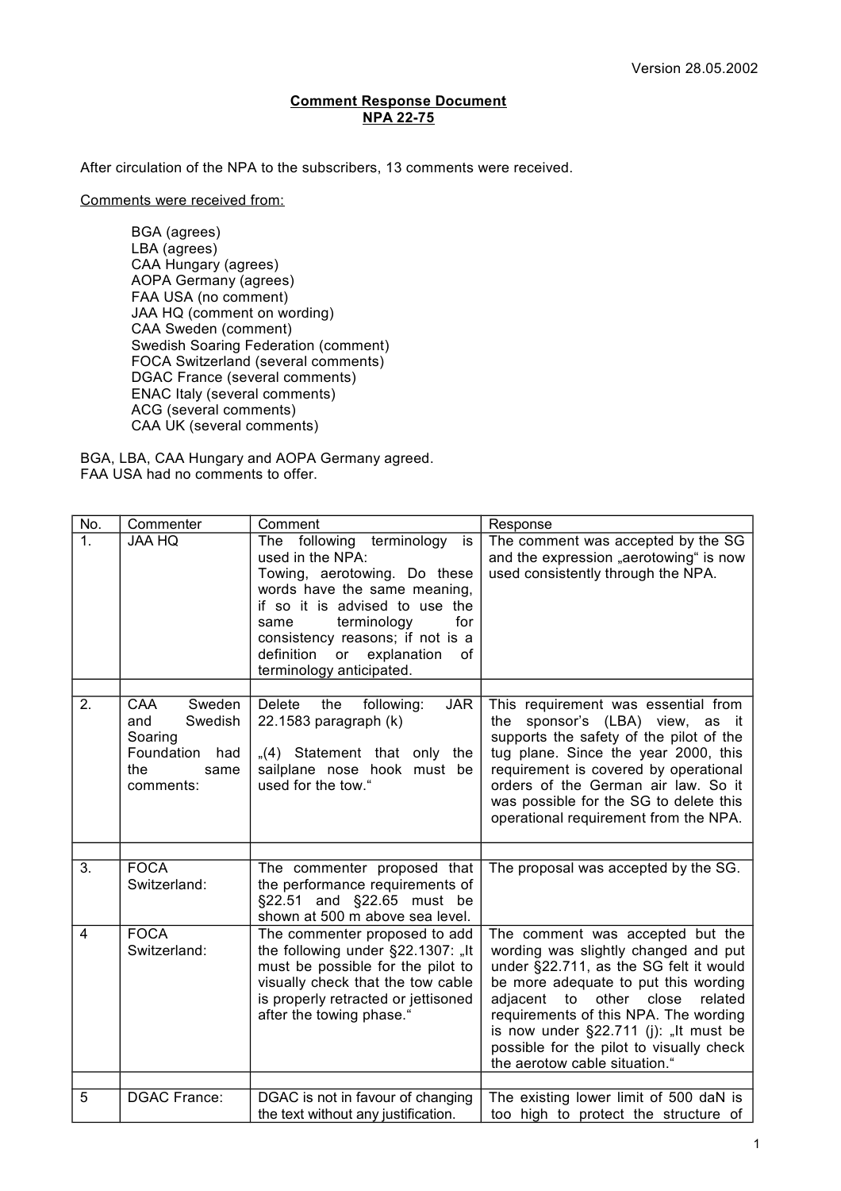Version 28.05.2002

**Comment Response Document**
**NPA 22-75**

After circulation of the NPA to the subscribers, 13 comments were received.

Comments were received from:

- BGA (agrees)
- LBA (agrees)
- CAA Hungary (agrees)
- AOPA Germany (agrees)
- FAA USA (no comment)
- JAA HQ (comment on wording)
- CAA Sweden (comment)
- Swedish Soaring Federation (comment)
- FOCA Switzerland (several comments)
- DGAC France (several comments)
- ENAC Italy (several comments)
- ACG (several comments)
- CAA UK (several comments)

BGA, LBA, CAA Hungary and AOPA Germany agreed.
FAA USA had no comments to offer.

| No. | Commenter | Comment | Response |
|---|---|---|---|
| 1. | JAA HQ | The following terminology is used in the NPA: Towing, aerotowing. Do these words have the same meaning, if so it is advised to use the same terminology for consistency reasons; if not is a definition or explanation of terminology anticipated. | The comment was accepted by the SG and the expression „aerotowing“ is now used consistently through the NPA. |
| | | | |
| 2. | CAA Sweden and Swedish Soaring Foundation had the same comments: | Delete the following: JAR 22.1583 paragraph (k)<br><br>„(4) Statement that only the sailplane nose hook must be used for the tow.“ | This requirement was essential from the sponsor's (LBA) view, as it supports the safety of the pilot of the tug plane. Since the year 2000, this requirement is covered by operational orders of the German air law. So it was possible for the SG to delete this operational requirement from the NPA. |
| | | | |
| 3. | FOCA Switzerland: | The commenter proposed that the performance requirements of §22.51 and §22.65 must be shown at 500 m above sea level. | The proposal was accepted by the SG. |
| 4 | FOCA Switzerland: | The commenter proposed to add the following under §22.1307: „It must be possible for the pilot to visually check that the tow cable is properly retracted or jettisoned after the towing phase.“ | The comment was accepted but the wording was slightly changed and put under §22.711, as the SG felt it would be more adequate to put this wording adjacent to other close related requirements of this NPA. The wording is now under §22.711 (j): „It must be possible for the pilot to visually check the aerotow cable situation.“ |
| | | | |
| 5 | DGAC France: | DGAC is not in favour of changing the text without any justification. | The existing lower limit of 500 daN is too high to protect the structure of |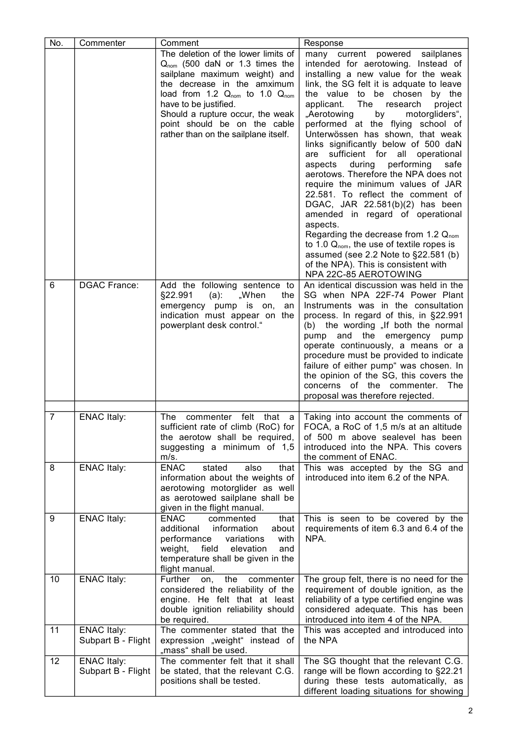| No. | Commenter | Comment | Response |
|---|---|---|---|
| | | The deletion of the lower limits of $Q_{nom}$ (500 daN or 1.3 times the sailplane maximum weight) and the decrease in the amximum load from 1.2 $Q_{nom}$ to 1.0 $Q_{nom}$ have to be justified. Should a rupture occur, the weak point should be on the cable rather than on the sailplane itself. | many current powered sailplanes intended for aerotowing. Instead of installing a new value for the weak link, the SG felt it is adquate to leave the value to be chosen by the applicant. The research project „Aerotowing by motorgliders", performed at the flying school of Unterwössen has shown, that weak links significantly below of 500 daN are sufficient for all operational aspects during performing safe aerotows. Therefore the NPA does not require the minimum values of JAR 22.581. To reflect the comment of DGAC, JAR 22.581(b)(2) has been amended in regard of operational aspects. Regarding the decrease from 1.2 $Q_{nom}$ to 1.0 $Q_{nom}$, the use of textile ropes is assumed (see 2.2 Note to §22.581 (b) of the NPA). This is consistent with NPA 22C-85 AEROTOWING |
| 6 | DGAC France: | Add the following sentence to §22.991 (a): „When the emergency pump is on, an indication must appear on the powerplant desk control." | An identical discussion was held in the SG when NPA 22F-74 Power Plant Instruments was in the consultation process. In regard of this, in §22.991 (b) the wording „If both the normal pump and the emergency pump operate continuously, a means or a procedure must be provided to indicate failure of either pump" was chosen. In the opinion of the SG, this covers the concerns of the commenter. The proposal was therefore rejected. |
| | | | |
| 7 | ENAC Italy: | The commenter felt that a sufficient rate of climb (RoC) for the aerotow shall be required, suggesting a minimum of 1,5 m/s. | Taking into account the comments of FOCA, a RoC of 1,5 m/s at an altitude of 500 m above sealevel has been introduced into the NPA. This covers the comment of ENAC. |
| 8 | ENAC Italy: | ENAC stated also that information about the weights of aerotowing motorglider as well as aerotowed sailplane shall be given in the flight manual. | This was accepted by the SG and introduced into item 6.2 of the NPA. |
| 9 | ENAC Italy: | ENAC commented that additional information about performance variations with weight, field elevation and temperature shall be given in the flight manual. | This is seen to be covered by the requirements of item 6.3 and 6.4 of the NPA. |
| 10 | ENAC Italy: | Further on, the commenter considered the reliability of the engine. He felt that at least double ignition reliability should be required. | The group felt, there is no need for the requirement of double ignition, as the reliability of a type certified engine was considered adequate. This has been introduced into item 4 of the NPA. |
| 11 | ENAC Italy: Subpart B - Flight | The commenter stated that the expression „weight" instead of „mass" shall be used. | This was accepted and introduced into the NPA |
| 12 | ENAC Italy: Subpart B - Flight | The commenter felt that it shall be stated, that the relevant C.G. positions shall be tested. | The SG thought that the relevant C.G. range will be flown according to §22.21 during these tests automatically, as different loading situations for showing |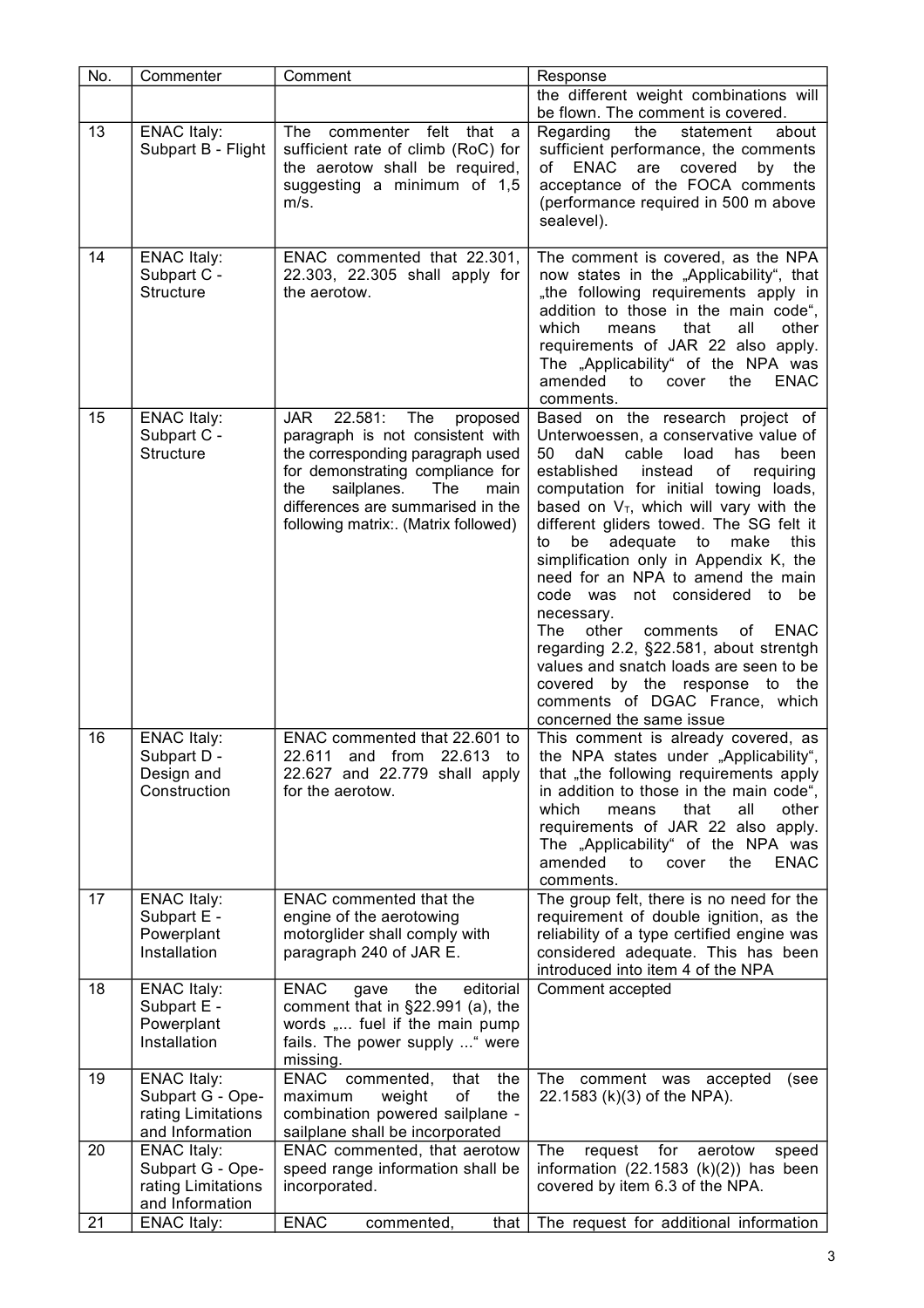| No. | Commenter | Comment | Response |
|---|---|---|---|
| | | | the different weight combinations will be flown. The comment is covered. |
| 13 | ENAC Italy: Subpart B - Flight | The commenter felt that a sufficient rate of climb (RoC) for the aerotow shall be required, suggesting a minimum of 1,5 m/s. | Regarding the statement about sufficient performance, the comments of ENAC are covered by the acceptance of the FOCA comments (performance required in 500 m above sealevel). |
| 14 | ENAC Italy: Subpart C - Structure | ENAC commented that 22.301, 22.303, 22.305 shall apply for the aerotow. | The comment is covered, as the NPA now states in the „Applicability", that „the following requirements apply in addition to those in the main code", which means that all other requirements of JAR 22 also apply. The „Applicability" of the NPA was amended to cover the ENAC comments. |
| 15 | ENAC Italy: Subpart C - Structure | JAR 22.581: The proposed paragraph is not consistent with the corresponding paragraph used for demonstrating compliance for the sailplanes. The main differences are summarised in the following matrix:. (Matrix followed) | Based on the research project of Unterwoessen, a conservative value of 50 daN cable load has been established instead of requiring computation for initial towing loads, based on $V_T$, which will vary with the different gliders towed. The SG felt it to be adequate to make this simplification only in Appendix K, the need for an NPA to amend the main code was not considered to be necessary.<br>The other comments of ENAC regarding 2.2, §22.581, about strentgh values and snatch loads are seen to be covered by the response to the comments of DGAC France, which concerned the same issue |
| 16 | ENAC Italy: Subpart D - Design and Construction | ENAC commented that 22.601 to 22.611 and from 22.613 to 22.627 and 22.779 shall apply for the aerotow. | This comment is already covered, as the NPA states under „Applicability", that „the following requirements apply in addition to those in the main code", which means that all other requirements of JAR 22 also apply. The „Applicability" of the NPA was amended to cover the ENAC comments. |
| 17 | ENAC Italy: Subpart E - Powerplant Installation | ENAC commented that the engine of the aerotowing motorglider shall comply with paragraph 240 of JAR E. | The group felt, there is no need for the requirement of double ignition, as the reliability of a type certified engine was considered adequate. This has been introduced into item 4 of the NPA |
| 18 | ENAC Italy: Subpart E - Powerplant Installation | ENAC gave the editorial comment that in §22.991 (a), the words „... fuel if the main pump fails. The power supply ..." were missing. | Comment accepted |
| 19 | ENAC Italy: Subpart G - Operating Limitations and Information | ENAC commented, that the maximum weight of the combination powered sailplane - sailplane shall be incorporated | The comment was accepted (see 22.1583 (k)(3) of the NPA). |
| 20 | ENAC Italy: Subpart G - Operating Limitations and Information | ENAC commented, that aerotow speed range information shall be incorporated. | The request for aerotow speed information (22.1583 (k)(2)) has been covered by item 6.3 of the NPA. |
| 21 | ENAC Italy: | ENAC commented, that | The request for additional information |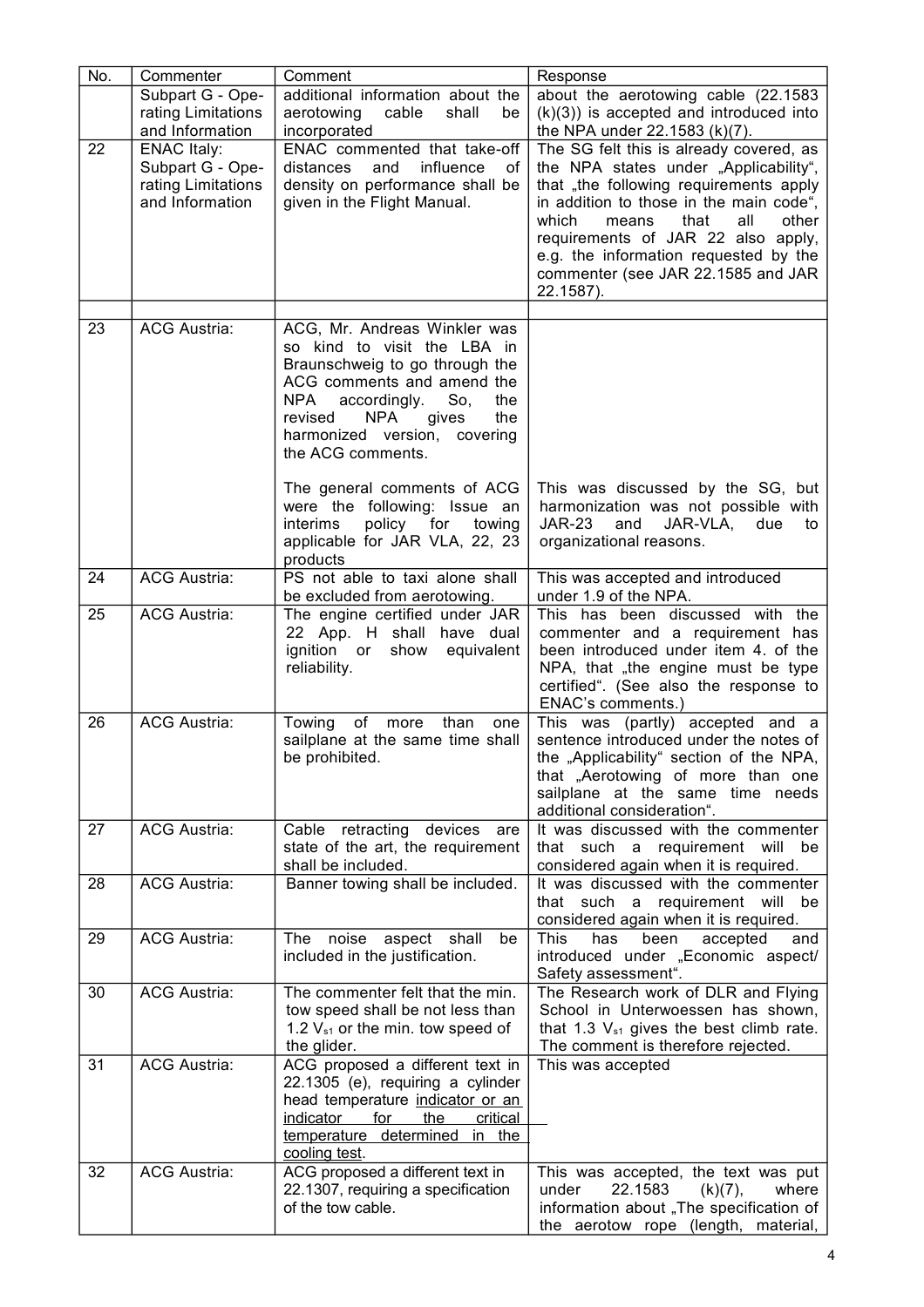| No. | Commenter | Comment | Response |
|---|---|---|---|
| | Subpart G - Operating Limitations and Information | additional information about the aerotowing cable shall be incorporated | about the aerotowing cable (22.1583 (k)(3)) is accepted and introduced into the NPA under 22.1583 (k)(7). |
| 22 | ENAC Italy: Subpart G - Operating Limitations and Information | ENAC commented that take-off distances and influence of density on performance shall be given in the Flight Manual. | The SG felt this is already covered, as the NPA states under „Applicability", that „the following requirements apply in addition to those in the main code", which means that all other requirements of JAR 22 also apply, e.g. the information requested by the commenter (see JAR 22.1585 and JAR 22.1587). |
| | | | |
| 23 | ACG Austria: | ACG, Mr. Andreas Winkler was so kind to visit the LBA in Braunschweig to go through the ACG comments and amend the NPA accordingly. So, the revised NPA gives the harmonized version, covering the ACG comments.<br><br>The general comments of ACG were the following: Issue an interims policy for towing applicable for JAR VLA, 22, 23 products | <br><br><br><br><br><br>This was discussed by the SG, but harmonization was not possible with JAR-23 and JAR-VLA, due to organizational reasons. |
| 24 | ACG Austria: | PS not able to taxi alone shall be excluded from aerotowing. | This was accepted and introduced under 1.9 of the NPA. |
| 25 | ACG Austria: | The engine certified under JAR 22 App. H shall have dual ignition or show equivalent reliability. | This has been discussed with the commenter and a requirement has been introduced under item 4. of the NPA, that „the engine must be type certified". (See also the response to ENAC's comments.) |
| 26 | ACG Austria: | Towing of more than one sailplane at the same time shall be prohibited. | This was (partly) accepted and a sentence introduced under the notes of the „Applicability" section of the NPA, that „Aerotowing of more than one sailplane at the same time needs additional consideration". |
| 27 | ACG Austria: | Cable retracting devices are state of the art, the requirement shall be included. | It was discussed with the commenter that such a requirement will be considered again when it is required. |
| 28 | ACG Austria: | Banner towing shall be included. | It was discussed with the commenter that such a requirement will be considered again when it is required. |
| 29 | ACG Austria: | The noise aspect shall be included in the justification. | This has been accepted and introduced under „Economic aspect/ Safety assessment". |
| 30 | ACG Austria: | The commenter felt that the min. tow speed shall be not less than 1.2 $V_{s1}$ or the min. tow speed of the glider. | The Research work of DLR and Flying School in Unterwoessen has shown, that 1.3 $V_{s1}$ gives the best climb rate. The comment is therefore rejected. |
| 31 | ACG Austria: | ACG proposed a different text in 22.1305 (e), requiring a cylinder head temperature <u>indicator or an indicator for the critical temperature determined in the cooling test</u>. | This was accepted |
| 32 | ACG Austria: | ACG proposed a different text in 22.1307, requiring a specification of the tow cable. | This was accepted, the text was put under 22.1583 (k)(7), where information about „The specification of the aerotow rope (length, material, |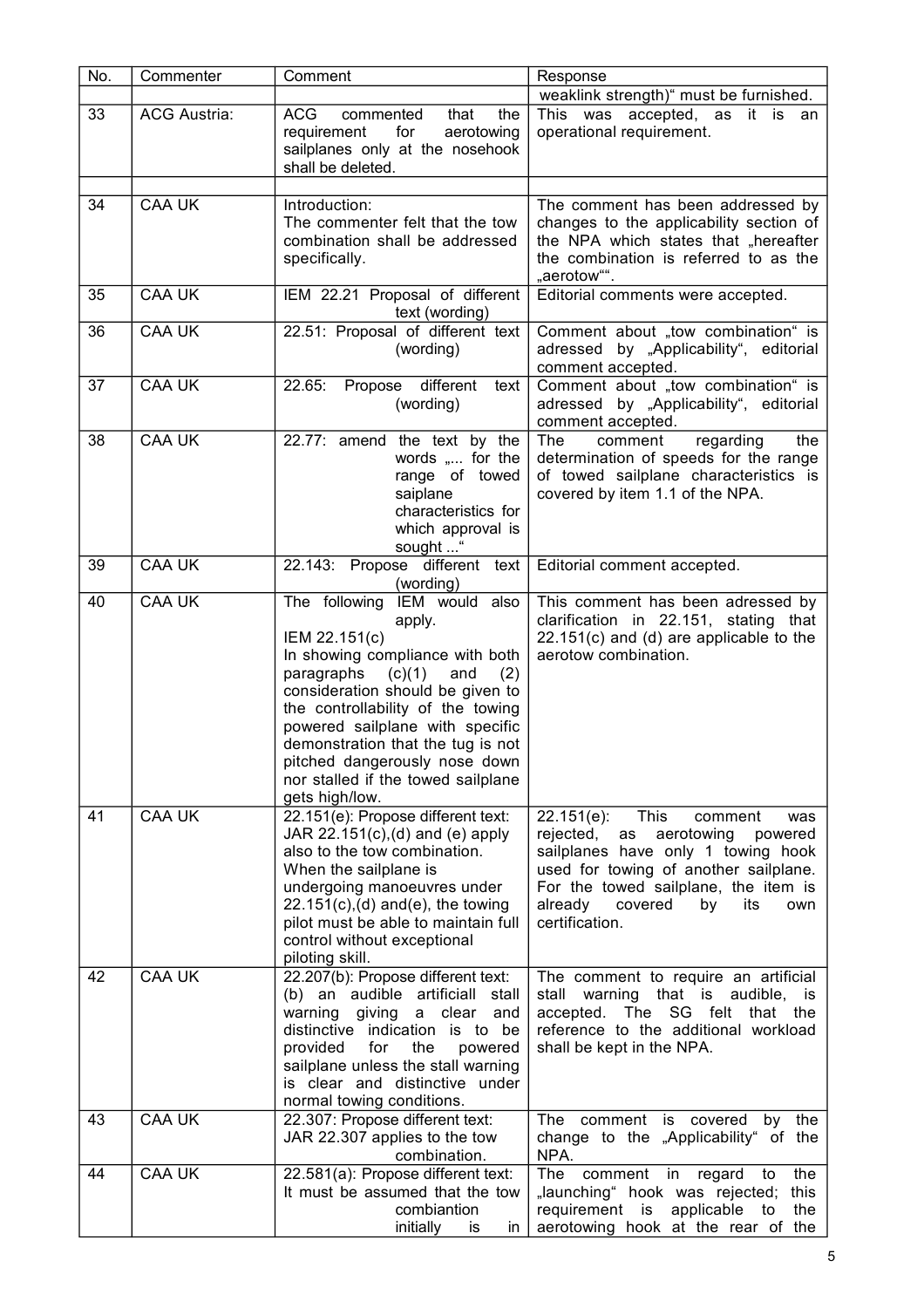| No. | Commenter | Comment | Response |
|---|---|---|---|
| | | | weaklink strength)" must be furnished. |
| 33 | ACG Austria: | ACG commented that the requirement for aerotowing sailplanes only at the nosehook shall be deleted. | This was accepted, as it is an operational requirement. |
| | | | |
| 34 | CAA UK | Introduction: The commenter felt that the tow combination shall be addressed specifically. | The comment has been addressed by changes to the applicability section of the NPA which states that „hereafter the combination is referred to as the „aerotow"". |
| 35 | CAA UK | IEM 22.21 Proposal of different text (wording) | Editorial comments were accepted. |
| 36 | CAA UK | 22.51: Proposal of different text (wording) | Comment about „tow combination" is adressed by „Applicability", editorial comment accepted. |
| 37 | CAA UK | 22.65: Propose different text (wording) | Comment about „tow combination" is adressed by „Applicability", editorial comment accepted. |
| 38 | CAA UK | 22.77: amend the text by the words „... for the range of towed saiplane characteristics for which approval is sought ..." | The comment regarding the determination of speeds for the range of towed sailplane characteristics is covered by item 1.1 of the NPA. |
| 39 | CAA UK | 22.143: Propose different text (wording) | Editorial comment accepted. |
| 40 | CAA UK | The following IEM would also apply. IEM 22.151(c) In showing compliance with both paragraphs (c)(1) and (2) consideration should be given to the controllability of the towing powered sailplane with specific demonstration that the tug is not pitched dangerously nose down nor stalled if the towed sailplane gets high/low. | This comment has been adressed by clarification in 22.151, stating that 22.151(c) and (d) are applicable to the aerotow combination. |
| 41 | CAA UK | 22.151(e): Propose different text: JAR 22.151(c),(d) and (e) apply also to the tow combination. When the sailplane is undergoing manoeuvres under 22.151(c),(d) and(e), the towing pilot must be able to maintain full control without exceptional piloting skill. | 22.151(e): This comment was rejected, as aerotowing powered sailplanes have only 1 towing hook used for towing of another sailplane. For the towed sailplane, the item is already covered by its own certification. |
| 42 | CAA UK | 22.207(b): Propose different text: (b) an audible artificiall stall warning giving a clear and distinctive indication is to be provided for the powered sailplane unless the stall warning is clear and distinctive under normal towing conditions. | The comment to require an artificial stall warning that is audible, is accepted. The SG felt that the reference to the additional workload shall be kept in the NPA. |
| 43 | CAA UK | 22.307: Propose different text: JAR 22.307 applies to the tow combination. | The comment is covered by the change to the „Applicability" of the NPA. |
| 44 | CAA UK | 22.581(a): Propose different text: It must be assumed that the tow combiantion initially is in | The comment in regard to the „launching" hook was rejected; this requirement is applicable to the aerotowing hook at the rear of the |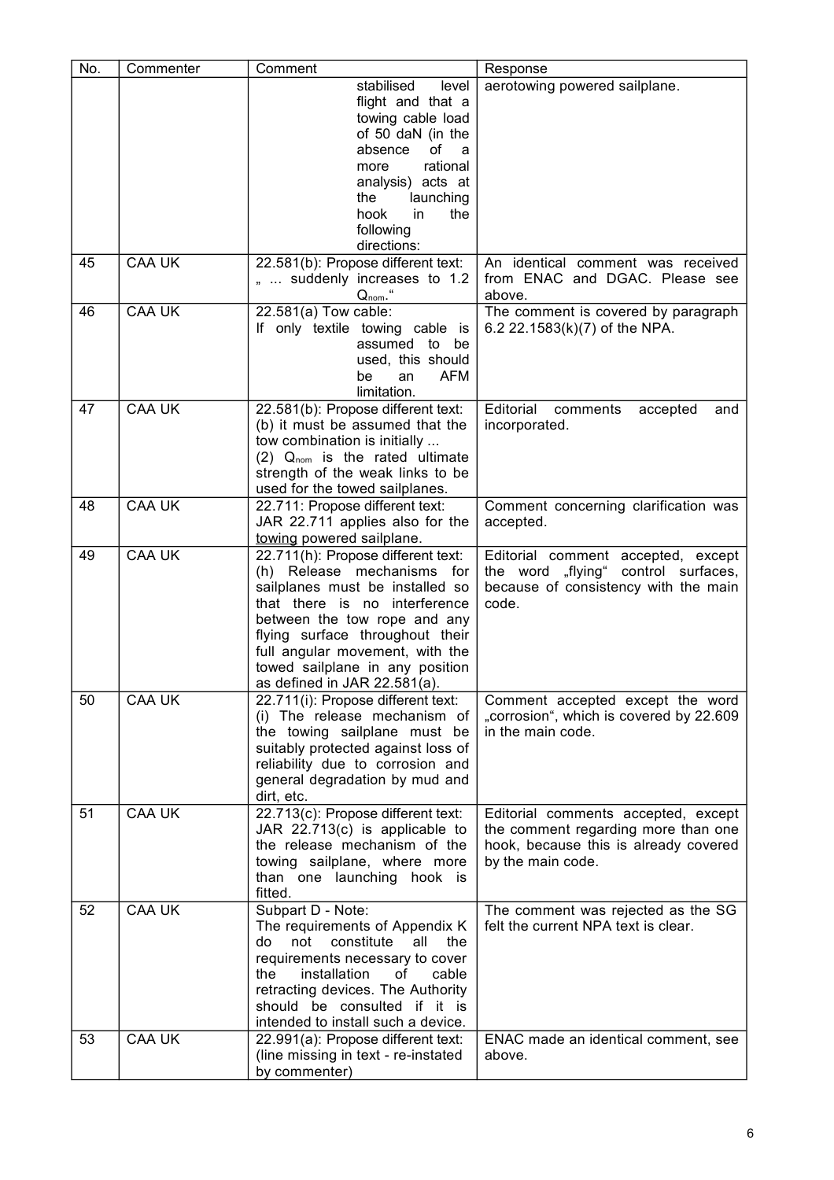| No. | Commenter | Comment | Response |
|---|---|---|---|
| | | stabilised level flight and that a towing cable load of 50 daN (in the absence of a more rational analysis) acts at the launching hook in the following directions: | aerotowing powered sailplane. |
| 45 | CAA UK | 22.581(b): Propose different text: „ ... suddenly increases to 1.2 $Q_{nom}$." | An identical comment was received from ENAC and DGAC. Please see above. |
| 46 | CAA UK | 22.581(a) Tow cable: If only textile towing cable is assumed to be used, this should be an AFM limitation. | The comment is covered by paragraph 6.2 22.1583(k)(7) of the NPA. |
| 47 | CAA UK | 22.581(b): Propose different text: (b) it must be assumed that the tow combination is initially ... (2) $Q_{nom}$ is the rated ultimate strength of the weak links to be used for the towed sailplanes. | Editorial comments accepted and incorporated. |
| 48 | CAA UK | 22.711: Propose different text: JAR 22.711 applies also for the towing powered sailplane. | Comment concerning clarification was accepted. |
| 49 | CAA UK | 22.711(h): Propose different text: (h) Release mechanisms for sailplanes must be installed so that there is no interference between the tow rope and any flying surface throughout their full angular movement, with the towed sailplane in any position as defined in JAR 22.581(a). | Editorial comment accepted, except the word „flying" control surfaces, because of consistency with the main code. |
| 50 | CAA UK | 22.711(i): Propose different text: (i) The release mechanism of the towing sailplane must be suitably protected against loss of reliability due to corrosion and general degradation by mud and dirt, etc. | Comment accepted except the word „corrosion", which is covered by 22.609 in the main code. |
| 51 | CAA UK | 22.713(c): Propose different text: JAR 22.713(c) is applicable to the release mechanism of the towing sailplane, where more than one launching hook is fitted. | Editorial comments accepted, except the comment regarding more than one hook, because this is already covered by the main code. |
| 52 | CAA UK | Subpart D - Note: The requirements of Appendix K do not constitute all the requirements necessary to cover the installation of cable retracting devices. The Authority should be consulted if it is intended to install such a device. | The comment was rejected as the SG felt the current NPA text is clear. |
| 53 | CAA UK | 22.991(a): Propose different text: (line missing in text - re-instated by commenter) | ENAC made an identical comment, see above. |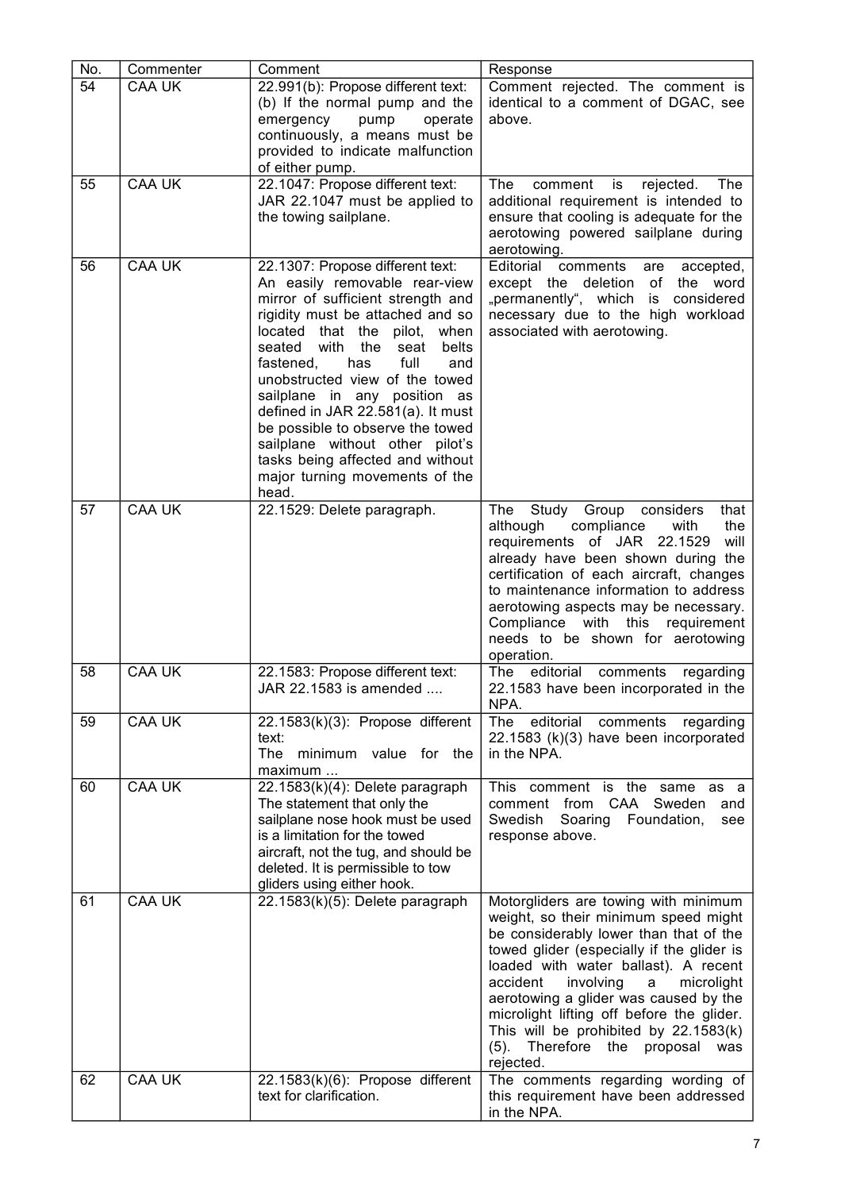| No. | Commenter | Comment | Response |
|---|---|---|---|
| 54 | CAA UK | 22.991(b): Propose different text: (b) If the normal pump and the emergency pump operate continuously, a means must be provided to indicate malfunction of either pump. | Comment rejected. The comment is identical to a comment of DGAC, see above. |
| 55 | CAA UK | 22.1047: Propose different text: JAR 22.1047 must be applied to the towing sailplane. | The comment is rejected. The additional requirement is intended to ensure that cooling is adequate for the aerotowing powered sailplane during aerotowing. |
| 56 | CAA UK | 22.1307: Propose different text: An easily removable rear-view mirror of sufficient strength and rigidity must be attached and so located that the pilot, when seated with the seat belts fastened, has full and unobstructed view of the towed sailplane in any position as defined in JAR 22.581(a). It must be possible to observe the towed sailplane without other pilot's tasks being affected and without major turning movements of the head. | Editorial comments are accepted, except the deletion of the word „permanently“, which is considered necessary due to the high workload associated with aerotowing. |
| 57 | CAA UK | 22.1529: Delete paragraph. | The Study Group considers that although compliance with the requirements of JAR 22.1529 will already have been shown during the certification of each aircraft, changes to maintenance information to address aerotowing aspects may be necessary. Compliance with this requirement needs to be shown for aerotowing operation. |
| 58 | CAA UK | 22.1583: Propose different text: JAR 22.1583 is amended .... | The editorial comments regarding 22.1583 have been incorporated in the NPA. |
| 59 | CAA UK | 22.1583(k)(3): Propose different text: The minimum value for the maximum ... | The editorial comments regarding 22.1583 (k)(3) have been incorporated in the NPA. |
| 60 | CAA UK | 22.1583(k)(4): Delete paragraph The statement that only the sailplane nose hook must be used is a limitation for the towed aircraft, not the tug, and should be deleted. It is permissible to tow gliders using either hook. | This comment is the same as a comment from CAA Sweden and Swedish Soaring Foundation, see response above. |
| 61 | CAA UK | 22.1583(k)(5): Delete paragraph | Motorgliders are towing with minimum weight, so their minimum speed might be considerably lower than that of the towed glider (especially if the glider is loaded with water ballast). A recent accident involving a microlight aerotowing a glider was caused by the microlight lifting off before the glider. This will be prohibited by 22.1583(k)(5). Therefore the proposal was rejected. |
| 62 | CAA UK | 22.1583(k)(6): Propose different text for clarification. | The comments regarding wording of this requirement have been addressed in the NPA. |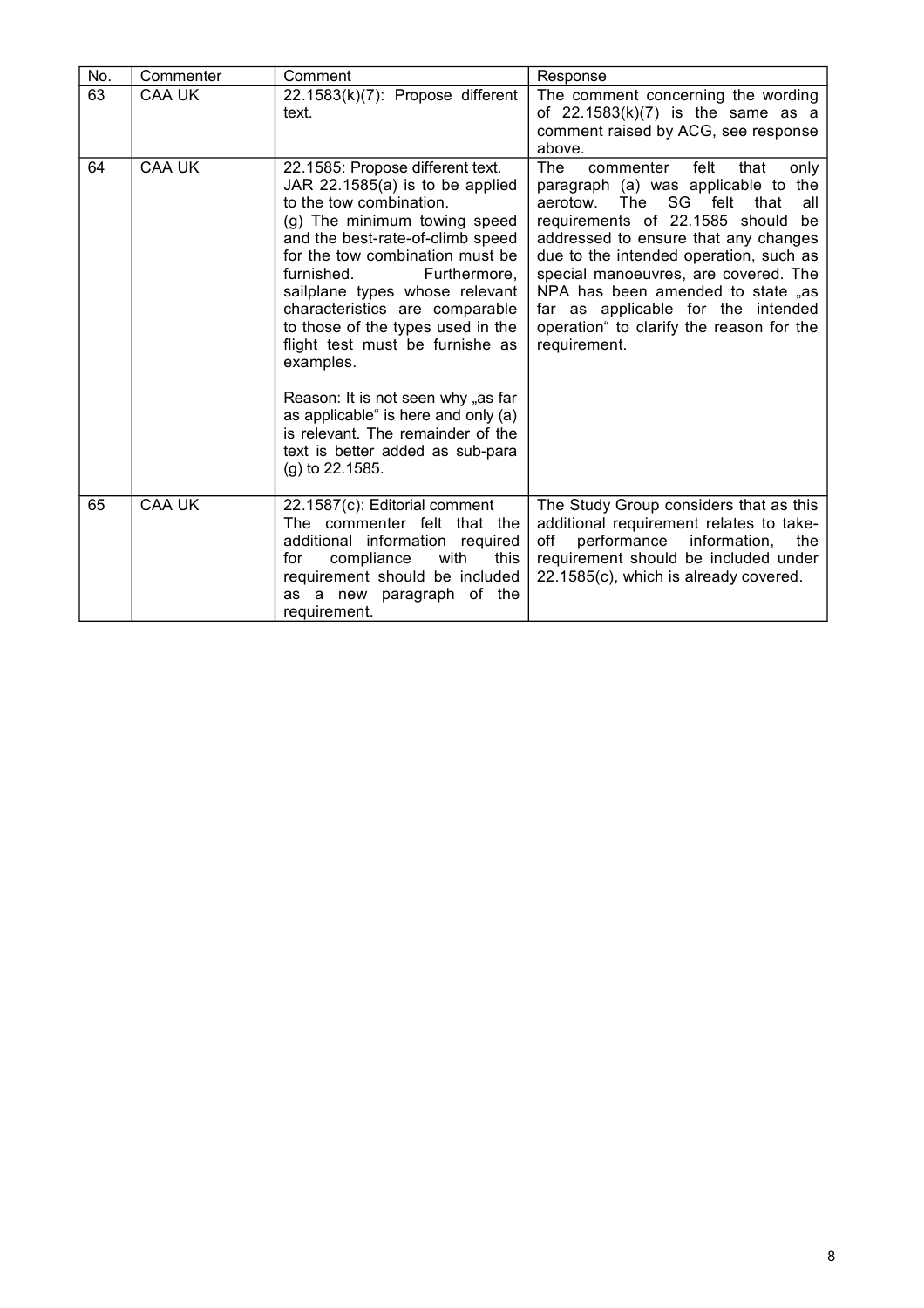| No. | Commenter | Comment | Response |
|---|---|---|---|
| 63 | CAA UK | 22.1583(k)(7): Propose different text. | The comment concerning the wording of 22.1583(k)(7) is the same as a comment raised by ACG, see response above. |
| 64 | CAA UK | 22.1585: Propose different text. JAR 22.1585(a) is to be applied to the tow combination. (g) The minimum towing speed and the best-rate-of-climb speed for the tow combination must be furnished. Furthermore, sailplane types whose relevant characteristics are comparable to those of the types used in the flight test must be furnishe as examples. <br><br> Reason: It is not seen why „as far as applicable" is here and only (a) is relevant. The remainder of the text is better added as sub-para (g) to 22.1585. | The commenter felt that only paragraph (a) was applicable to the aerotow. The SG felt that all requirements of 22.1585 should be addressed to ensure that any changes due to the intended operation, such as special manoeuvres, are covered. The NPA has been amended to state „as far as applicable for the intended operation" to clarify the reason for the requirement. |
| 65 | CAA UK | 22.1587(c): Editorial comment The commenter felt that the additional information required for compliance with this requirement should be included as a new paragraph of the requirement. | The Study Group considers that as this additional requirement relates to take-off performance information, the requirement should be included under 22.1585(c), which is already covered. |